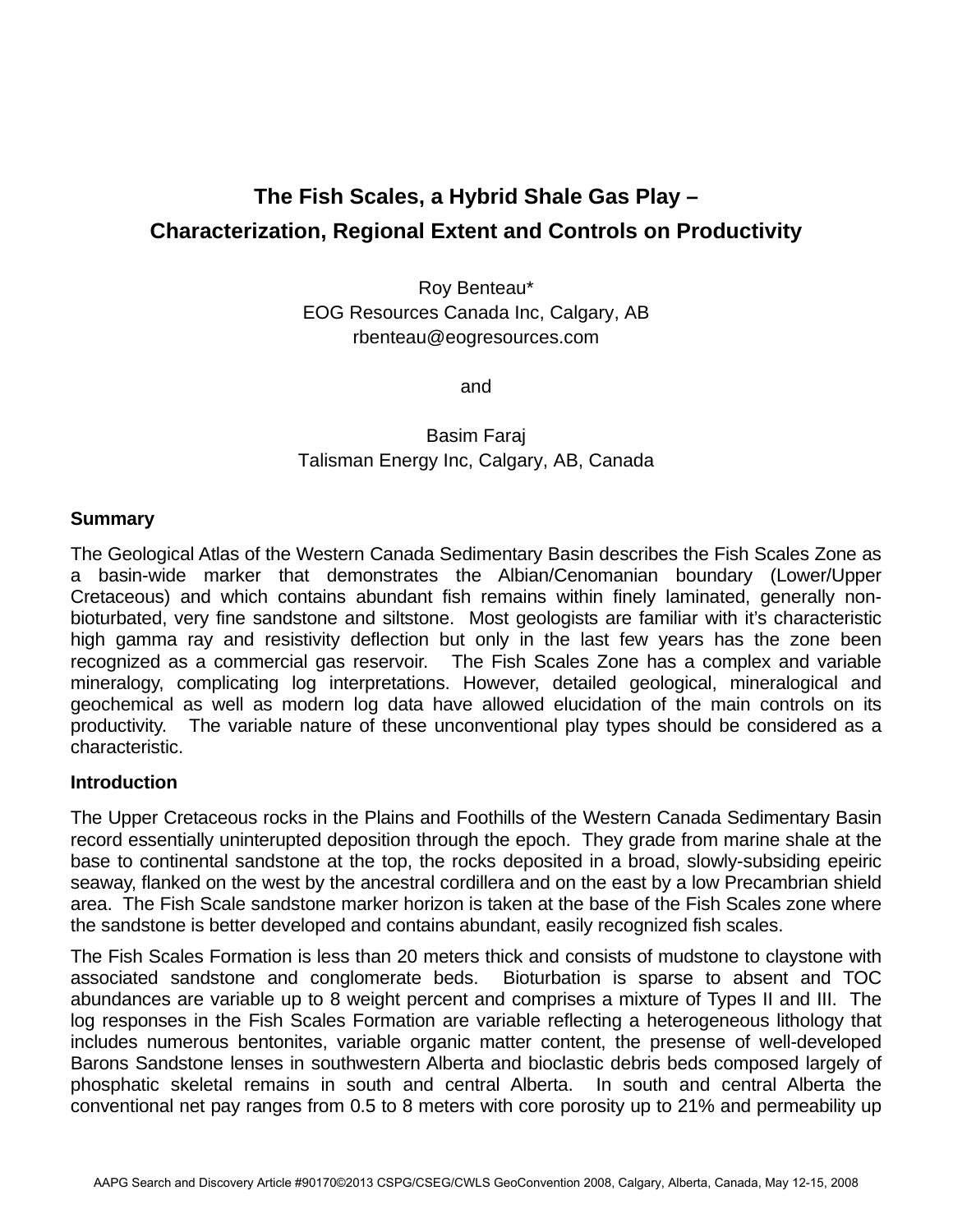# The Fish Scales, a Hybrid Shale Gas Play –
# Characterization, Regional Extent and Controls on Productivity

Roy Benteau*
EOG Resources Canada Inc, Calgary, AB
rbenteau@eogresources.com

and

Basim Faraj
Talisman Energy Inc, Calgary, AB, Canada

## Summary

The Geological Atlas of the Western Canada Sedimentary Basin describes the Fish Scales Zone as a basin-wide marker that demonstrates the Albian/Cenomanian boundary (Lower/Upper Cretaceous) and which contains abundant fish remains within finely laminated, generally non-bioturbated, very fine sandstone and siltstone. Most geologists are familiar with it's characteristic high gamma ray and resistivity deflection but only in the last few years has the zone been recognized as a commercial gas reservoir. The Fish Scales Zone has a complex and variable mineralogy, complicating log interpretations. However, detailed geological, mineralogical and geochemical as well as modern log data have allowed elucidation of the main controls on its productivity. The variable nature of these unconventional play types should be considered as a characteristic.

## Introduction

The Upper Cretaceous rocks in the Plains and Foothills of the Western Canada Sedimentary Basin record essentially uninterupted deposition through the epoch. They grade from marine shale at the base to continental sandstone at the top, the rocks deposited in a broad, slowly-subsiding epeiric seaway, flanked on the west by the ancestral cordillera and on the east by a low Precambrian shield area. The Fish Scale sandstone marker horizon is taken at the base of the Fish Scales zone where the sandstone is better developed and contains abundant, easily recognized fish scales.

The Fish Scales Formation is less than 20 meters thick and consists of mudstone to claystone with associated sandstone and conglomerate beds. Bioturbation is sparse to absent and TOC abundances are variable up to 8 weight percent and comprises a mixture of Types II and III. The log responses in the Fish Scales Formation are variable reflecting a heterogeneous lithology that includes numerous bentonites, variable organic matter content, the presense of well-developed Barons Sandstone lenses in southwestern Alberta and bioclastic debris beds composed largely of phosphatic skeletal remains in south and central Alberta. In south and central Alberta the conventional net pay ranges from 0.5 to 8 meters with core porosity up to 21% and permeability up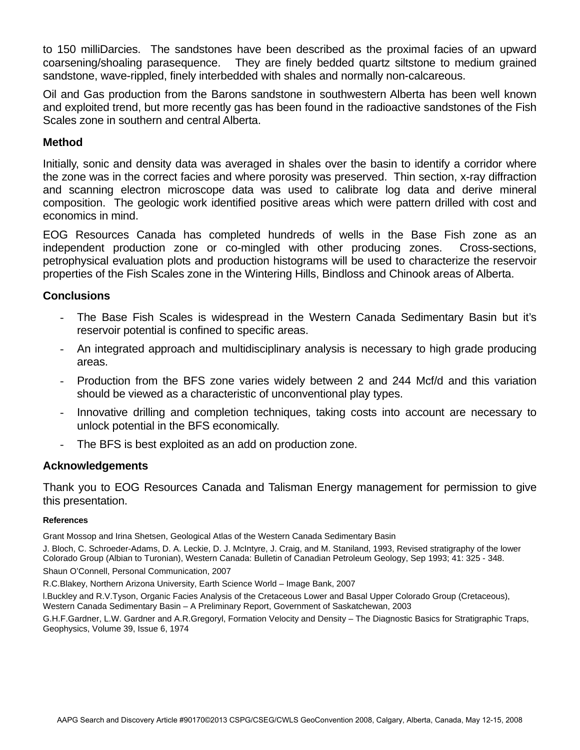to 150 milliDarcies. The sandstones have been described as the proximal facies of an upward coarsening/shoaling parasequence. They are finely bedded quartz siltstone to medium grained sandstone, wave-rippled, finely interbedded with shales and normally non-calcareous.

Oil and Gas production from the Barons sandstone in southwestern Alberta has been well known and exploited trend, but more recently gas has been found in the radioactive sandstones of the Fish Scales zone in southern and central Alberta.

## Method

Initially, sonic and density data was averaged in shales over the basin to identify a corridor where the zone was in the correct facies and where porosity was preserved. Thin section, x-ray diffraction and scanning electron microscope data was used to calibrate log data and derive mineral composition. The geologic work identified positive areas which were pattern drilled with cost and economics in mind.

EOG Resources Canada has completed hundreds of wells in the Base Fish zone as an independent production zone or co-mingled with other producing zones. Cross-sections, petrophysical evaluation plots and production histograms will be used to characterize the reservoir properties of the Fish Scales zone in the Wintering Hills, Bindloss and Chinook areas of Alberta.

## Conclusions

- The Base Fish Scales is widespread in the Western Canada Sedimentary Basin but it's reservoir potential is confined to specific areas.
- An integrated approach and multidisciplinary analysis is necessary to high grade producing areas.
- Production from the BFS zone varies widely between 2 and 244 Mcf/d and this variation should be viewed as a characteristic of unconventional play types.
- Innovative drilling and completion techniques, taking costs into account are necessary to unlock potential in the BFS economically.
- The BFS is best exploited as an add on production zone.

## Acknowledgements

Thank you to EOG Resources Canada and Talisman Energy management for permission to give this presentation.

### References

Grant Mossop and Irina Shetsen, Geological Atlas of the Western Canada Sedimentary Basin

J. Bloch, C. Schroeder-Adams, D. A. Leckie, D. J. McIntyre, J. Craig, and M. Staniland, 1993, Revised stratigraphy of the lower Colorado Group (Albian to Turonian), Western Canada: Bulletin of Canadian Petroleum Geology, Sep 1993; 41: 325 - 348.

Shaun O'Connell, Personal Communication, 2007

R.C.Blakey, Northern Arizona University, Earth Science World – Image Bank, 2007

l.Buckley and R.V.Tyson, Organic Facies Analysis of the Cretaceous Lower and Basal Upper Colorado Group (Cretaceous), Western Canada Sedimentary Basin – A Preliminary Report, Government of Saskatchewan, 2003

G.H.F.Gardner, L.W. Gardner and A.R.Gregoryl, Formation Velocity and Density – The Diagnostic Basics for Stratigraphic Traps, Geophysics, Volume 39, Issue 6, 1974